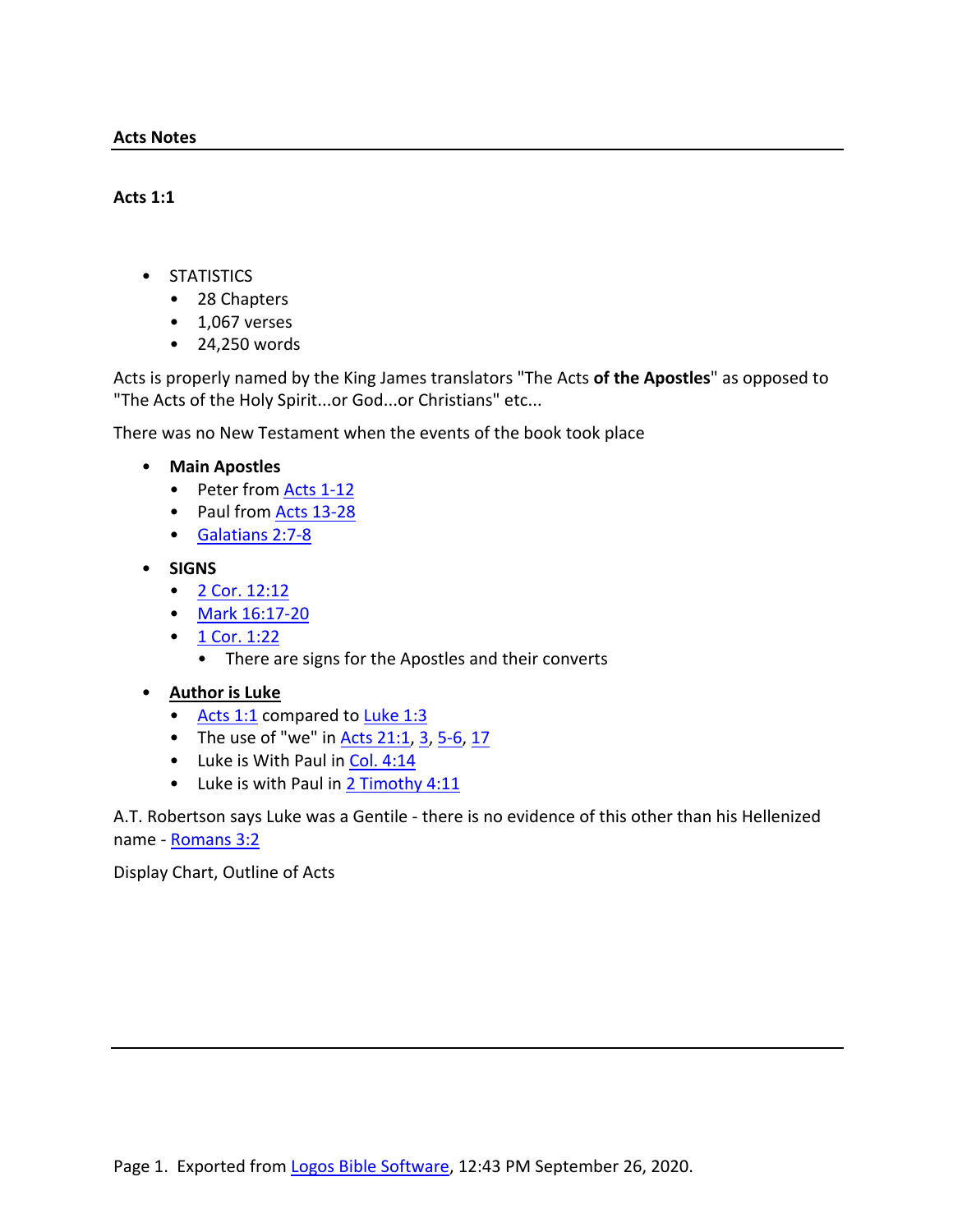**Acts Notes**

**Acts 1:1**

- STATISTICS
  - 28 Chapters
  - 1,067 verses
  - 24,250 words

Acts is properly named by the King James translators "The Acts **of the Apostles**" as opposed to "The Acts of the Holy Spirit...or God...or Christians" etc...

There was no New Testament when the events of the book took place

- **Main Apostles**
  - Peter from Acts 1-12
  - Paul from Acts 13-28
  - Galatians 2:7-8
- **SIGNS**
  - 2 Cor. 12:12
  - Mark 16:17-20
  - 1 Cor. 1:22
    - There are signs for the Apostles and their converts
- **Author is Luke**
  - Acts 1:1 compared to Luke 1:3
  - The use of "we" in Acts 21:1, 3, 5-6, 17
  - Luke is With Paul in Col. 4:14
  - Luke is with Paul in 2 Timothy 4:11

A.T. Robertson says Luke was a Gentile - there is no evidence of this other than his Hellenized name - Romans 3:2

Display Chart, Outline of Acts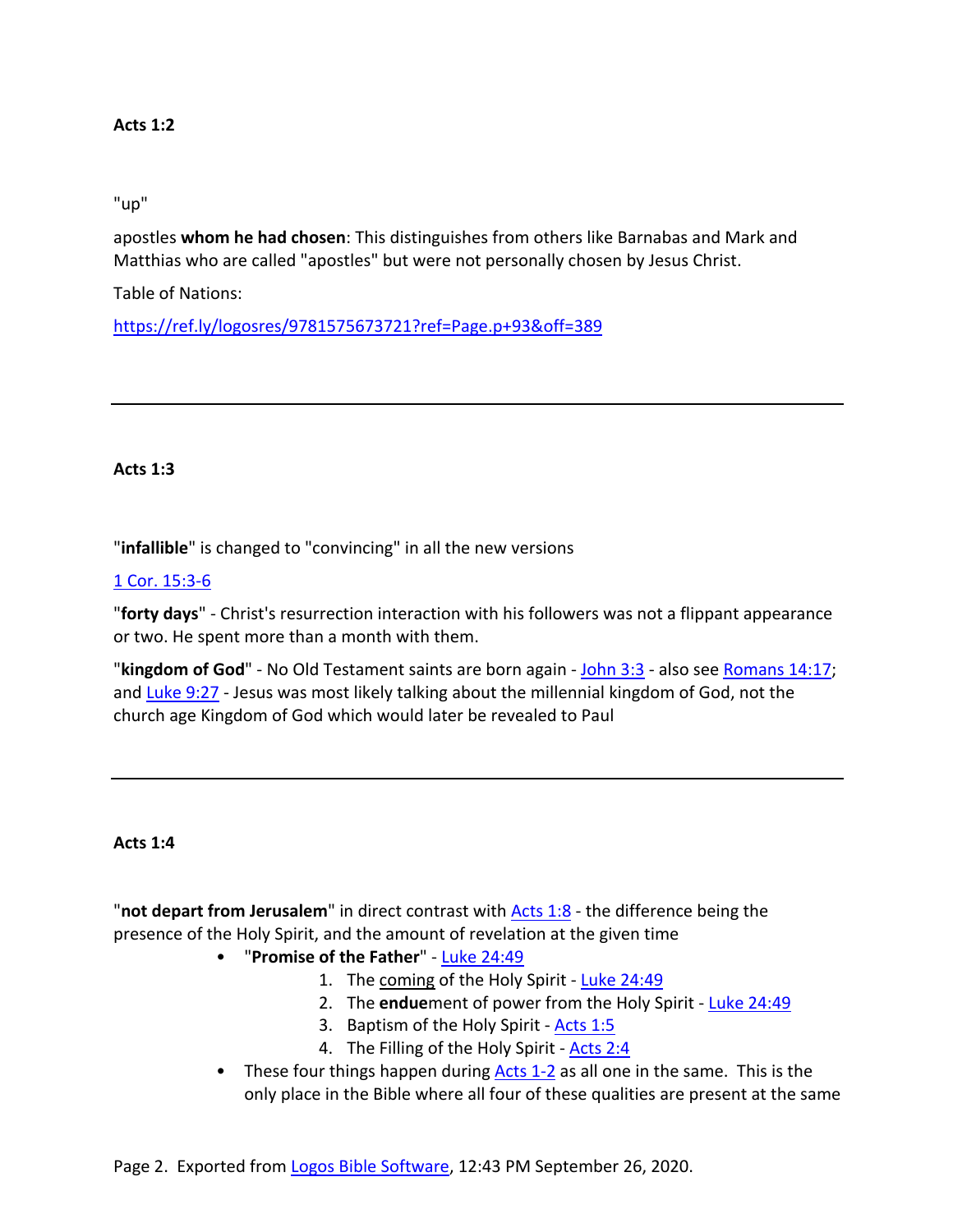**Acts 1:2**

"up"

apostles **whom he had chosen**: This distinguishes from others like Barnabas and Mark and Matthias who are called "apostles" but were not personally chosen by Jesus Christ.

Table of Nations:

[https://ref.ly/logosres/9781575673721?ref=Page.p+93&off=389](https://ref.ly/logosres/9781575673721?ref=Page.p+93&off=389)

---

**Acts 1:3**

"**infallible**" is changed to "convincing" in all the new versions

[1 Cor. 15:3-6]()

"**forty days**" - Christ's resurrection interaction with his followers was not a flippant appearance or two. He spent more than a month with them.

"**kingdom of God**" - No Old Testament saints are born again - [John 3:3]() - also see [Romans 14:17](); and [Luke 9:27]() - Jesus was most likely talking about the millennial kingdom of God, not the church age Kingdom of God which would later be revealed to Paul

---

**Acts 1:4**

"**not depart from Jerusalem**" in direct contrast with [Acts 1:8]() - the difference being the presence of the Holy Spirit, and the amount of revelation at the given time

- "**Promise of the Father**" - [Luke 24:49]()
    1. The <u>coming</u> of the Holy Spirit - [Luke 24:49]()
    2. The **endue**ment of power from the Holy Spirit - [Luke 24:49]()
    3. Baptism of the Holy Spirit - [Acts 1:5]()
    4. The Filling of the Holy Spirit - [Acts 2:4]()
- These four things happen during [Acts 1-2]() as all one in the same. This is the only place in the Bible where all four of these qualities are present at the same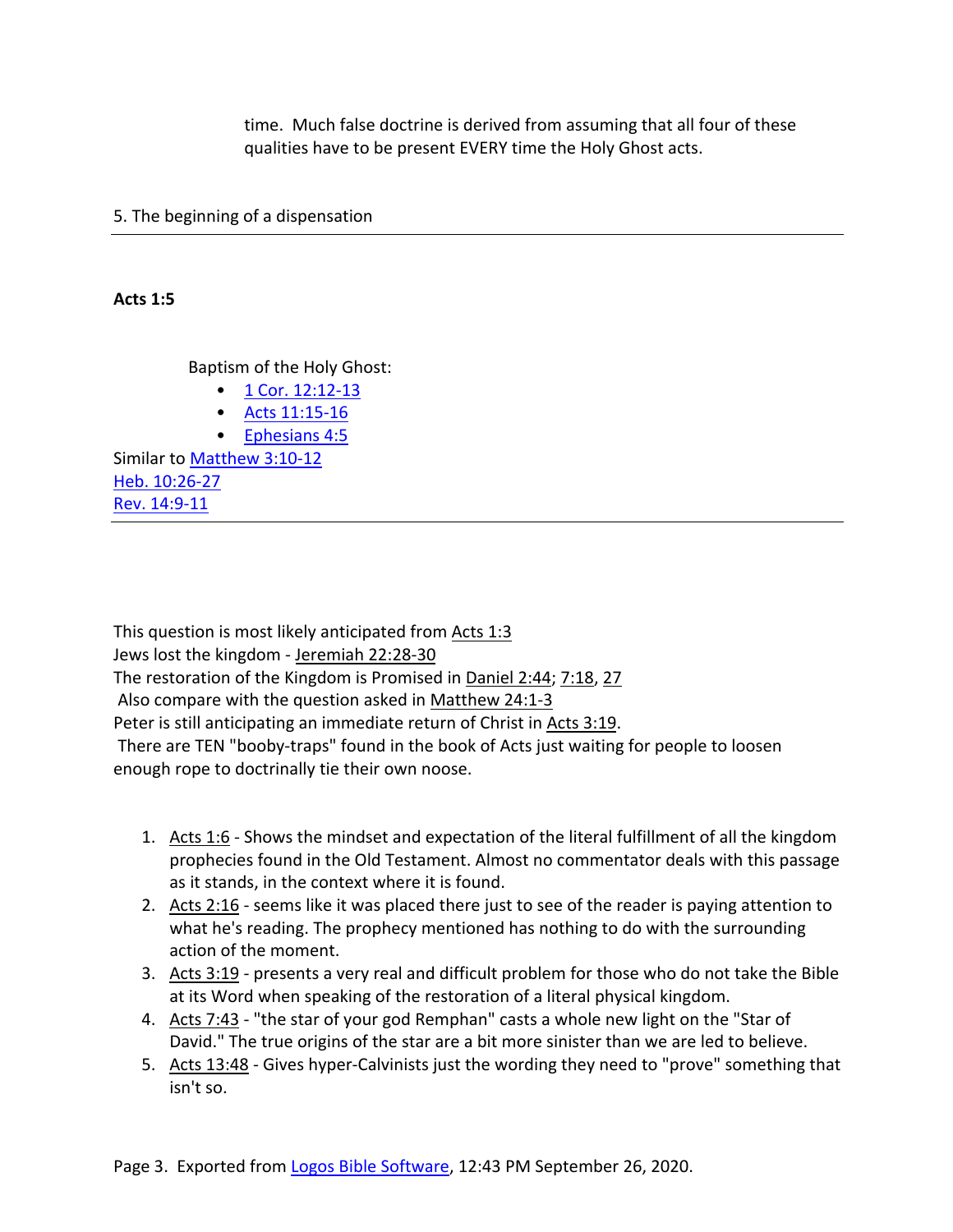time. Much false doctrine is derived from assuming that all four of these qualities have to be present EVERY time the Holy Ghost acts.

5. The beginning of a dispensation

---

**Acts 1:5**

Baptism of the Holy Ghost:

- 1 Cor. 12:12-13
- Acts 11:15-16
- Ephesians 4:5

Similar to Matthew 3:10-12
Heb. 10:26-27
Rev. 14:9-11

---

This question is most likely anticipated from Acts 1:3
Jews lost the kingdom - Jeremiah 22:28-30
The restoration of the Kingdom is Promised in Daniel 2:44; 7:18, 27
Also compare with the question asked in Matthew 24:1-3
Peter is still anticipating an immediate return of Christ in Acts 3:19.
There are TEN "booby-traps" found in the book of Acts just waiting for people to loosen enough rope to doctrinally tie their own noose.

1. Acts 1:6 - Shows the mindset and expectation of the literal fulfillment of all the kingdom prophecies found in the Old Testament. Almost no commentator deals with this passage as it stands, in the context where it is found.
2. Acts 2:16 - seems like it was placed there just to see of the reader is paying attention to what he's reading. The prophecy mentioned has nothing to do with the surrounding action of the moment.
3. Acts 3:19 - presents a very real and difficult problem for those who do not take the Bible at its Word when speaking of the restoration of a literal physical kingdom.
4. Acts 7:43 - "the star of your god Remphan" casts a whole new light on the "Star of David." The true origins of the star are a bit more sinister than we are led to believe.
5. Acts 13:48 - Gives hyper-Calvinists just the wording they need to "prove" something that isn't so.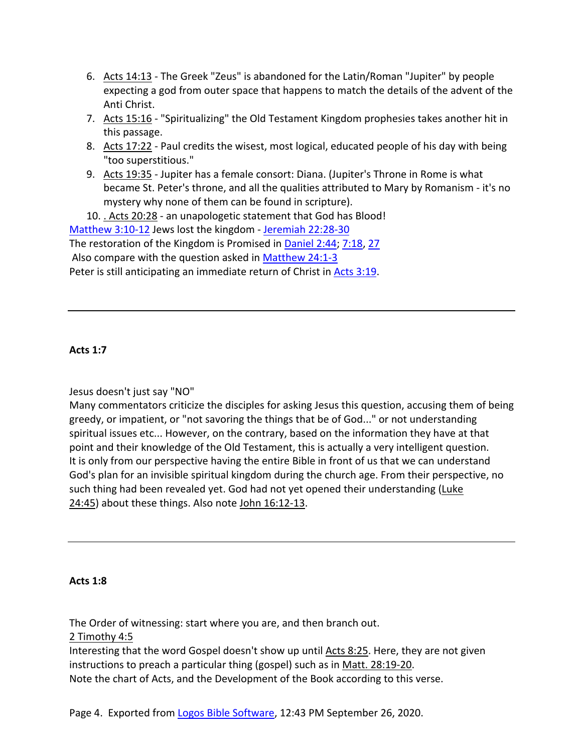6. Acts 14:13 - The Greek "Zeus" is abandoned for the Latin/Roman "Jupiter" by people expecting a god from outer space that happens to match the details of the advent of the Anti Christ.
7. Acts 15:16 - "Spiritualizing" the Old Testament Kingdom prophesies takes another hit in this passage.
8. Acts 17:22 - Paul credits the wisest, most logical, educated people of his day with being "too superstitious."
9. Acts 19:35 - Jupiter has a female consort: Diana. (Jupiter's Throne in Rome is what became St. Peter's throne, and all the qualities attributed to Mary by Romanism - it's no mystery why none of them can be found in scripture).
10. . Acts 20:28 - an unapologetic statement that God has Blood!

Matthew 3:10-12 Jews lost the kingdom - Jeremiah 22:28-30
The restoration of the Kingdom is Promised in Daniel 2:44; 7:18, 27
Also compare with the question asked in Matthew 24:1-3
Peter is still anticipating an immediate return of Christ in Acts 3:19.

---

**Acts 1:7**

Jesus doesn't just say "NO"
Many commentators criticize the disciples for asking Jesus this question, accusing them of being greedy, or impatient, or "not savoring the things that be of God..." or not understanding spiritual issues etc... However, on the contrary, based on the information they have at that point and their knowledge of the Old Testament, this is actually a very intelligent question. It is only from our perspective having the entire Bible in front of us that we can understand God's plan for an invisible spiritual kingdom during the church age. From their perspective, no such thing had been revealed yet. God had not yet opened their understanding (Luke 24:45) about these things. Also note John 16:12-13.

---

**Acts 1:8**

The Order of witnessing: start where you are, and then branch out.
2 Timothy 4:5
Interesting that the word Gospel doesn't show up until Acts 8:25. Here, they are not given instructions to preach a particular thing (gospel) such as in Matt. 28:19-20.
Note the chart of Acts, and the Development of the Book according to this verse.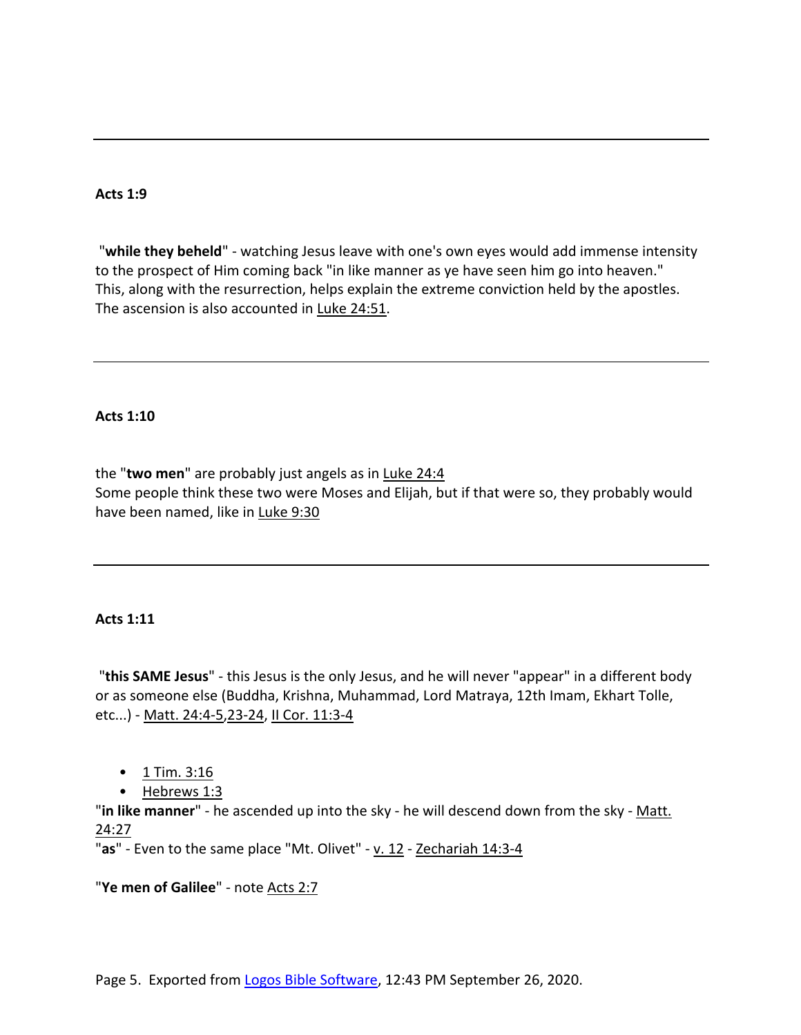---

**Acts 1:9**

"**while they beheld**" - watching Jesus leave with one's own eyes would add immense intensity to the prospect of Him coming back "in like manner as ye have seen him go into heaven." This, along with the resurrection, helps explain the extreme conviction held by the apostles. The ascension is also accounted in Luke 24:51.

---

**Acts 1:10**

the "**two men**" are probably just angels as in Luke 24:4
Some people think these two were Moses and Elijah, but if that were so, they probably would have been named, like in Luke 9:30

---

**Acts 1:11**

"**this SAME Jesus**" - this Jesus is the only Jesus, and he will never "appear" in a different body or as someone else (Buddha, Krishna, Muhammad, Lord Matraya, 12th Imam, Ekhart Tolle, etc...) - Matt. 24:4-5,23-24, II Cor. 11:3-4

- 1 Tim. 3:16
- Hebrews 1:3

"**in like manner**" - he ascended up into the sky - he will descend down from the sky - Matt. 24:27
"**as**" - Even to the same place "Mt. Olivet" - v. 12 - Zechariah 14:3-4

"**Ye men of Galilee**" - note Acts 2:7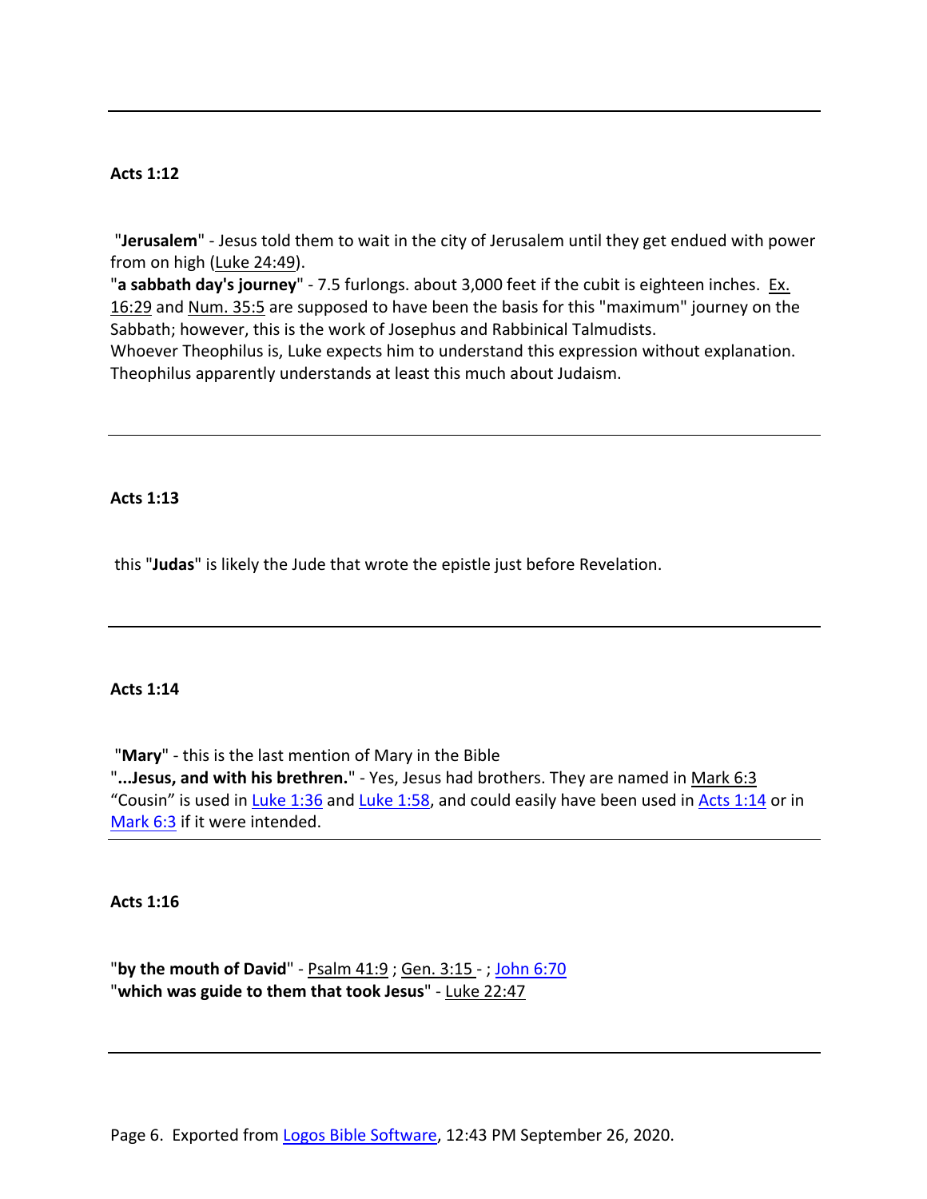---

**Acts 1:12**

"**Jerusalem**" - Jesus told them to wait in the city of Jerusalem until they get endued with power from on high (Luke 24:49).
"**a sabbath day's journey**" - 7.5 furlongs. about 3,000 feet if the cubit is eighteen inches. Ex. 16:29 and Num. 35:5 are supposed to have been the basis for this "maximum" journey on the Sabbath; however, this is the work of Josephus and Rabbinical Talmudists.
Whoever Theophilus is, Luke expects him to understand this expression without explanation. Theophilus apparently understands at least this much about Judaism.

---

**Acts 1:13**

this "**Judas**" is likely the Jude that wrote the epistle just before Revelation.

---

**Acts 1:14**

"**Mary**" - this is the last mention of Mary in the Bible
"**...Jesus, and with his brethren.**" - Yes, Jesus had brothers. They are named in Mark 6:3
"Cousin" is used in Luke 1:36 and Luke 1:58, and could easily have been used in Acts 1:14 or in Mark 6:3 if it were intended.

---

**Acts 1:16**

"**by the mouth of David**" - Psalm 41:9 ; Gen. 3:15 - ; John 6:70
"**which was guide to them that took Jesus**" - Luke 22:47

---

Exported from Logos Bible Software, 12:43 PM September 26, 2020.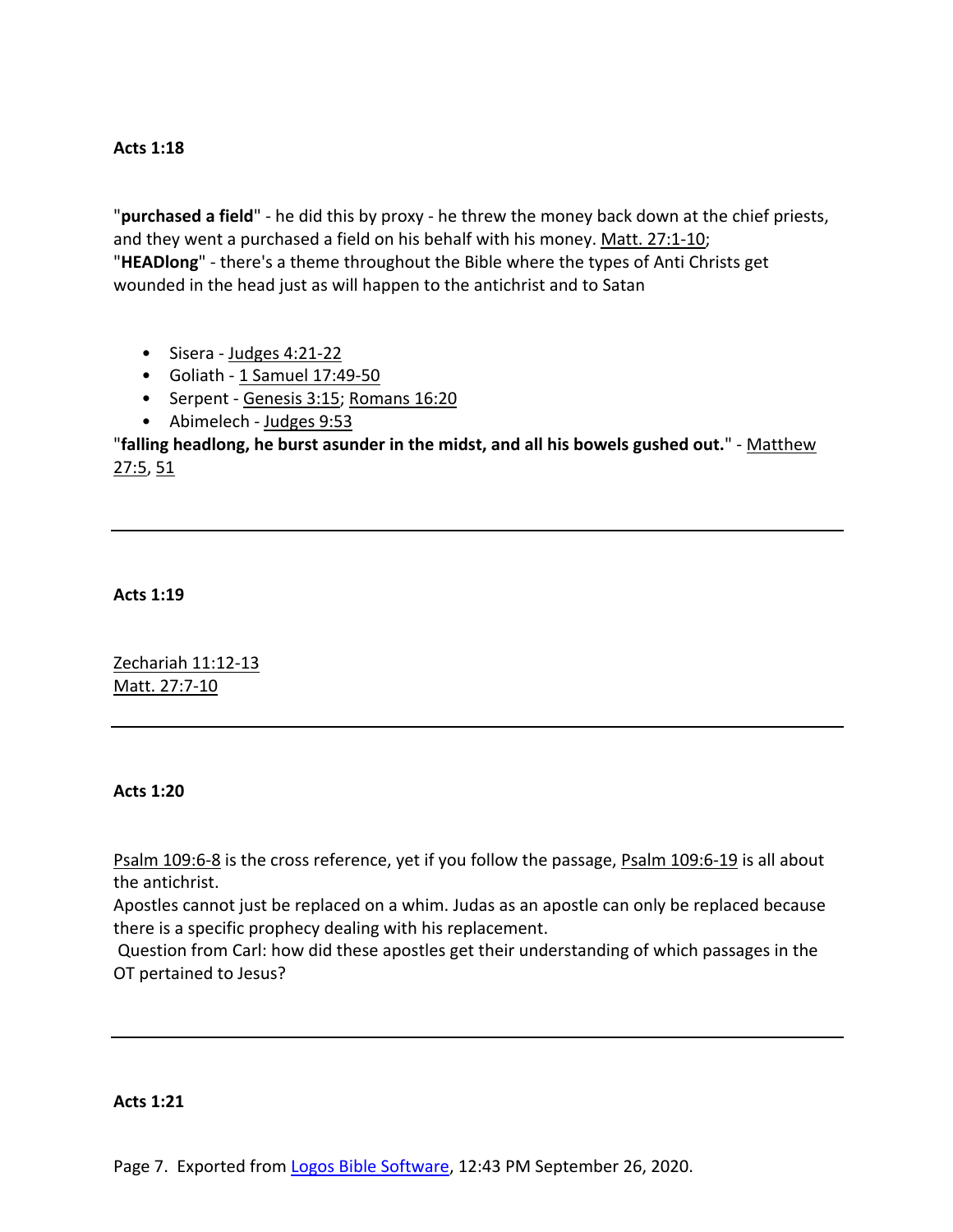**Acts 1:18**

"**purchased a field**" - he did this by proxy - he threw the money back down at the chief priests, and they went a purchased a field on his behalf with his money. Matt. 27:1-10;
"**HEADlong**" - there's a theme throughout the Bible where the types of Anti Christs get wounded in the head just as will happen to the antichrist and to Satan

- Sisera - Judges 4:21-22
- Goliath - 1 Samuel 17:49-50
- Serpent - Genesis 3:15; Romans 16:20
- Abimelech - Judges 9:53

"**falling headlong, he burst asunder in the midst, and all his bowels gushed out.**" - Matthew 27:5, 51

---

**Acts 1:19**

Zechariah 11:12-13
Matt. 27:7-10

---

**Acts 1:20**

Psalm 109:6-8 is the cross reference, yet if you follow the passage, Psalm 109:6-19 is all about the antichrist.
Apostles cannot just be replaced on a whim. Judas as an apostle can only be replaced because there is a specific prophecy dealing with his replacement.
Question from Carl: how did these apostles get their understanding of which passages in the OT pertained to Jesus?

---

**Acts 1:21**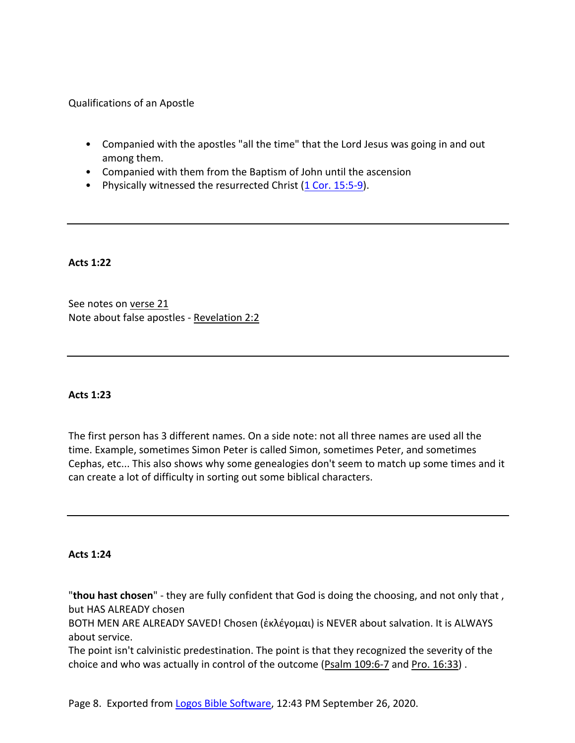Qualifications of an Apostle

- Companied with the apostles "all the time" that the Lord Jesus was going in and out among them.
- Companied with them from the Baptism of John until the ascension
- Physically witnessed the resurrected Christ (1 Cor. 15:5-9).

---

**Acts 1:22**

See notes on verse 21
Note about false apostles - Revelation 2:2

---

**Acts 1:23**

The first person has 3 different names. On a side note: not all three names are used all the time. Example, sometimes Simon Peter is called Simon, sometimes Peter, and sometimes Cephas, etc... This also shows why some genealogies don't seem to match up some times and it can create a lot of difficulty in sorting out some biblical characters.

---

**Acts 1:24**

"**thou hast chosen**" - they are fully confident that God is doing the choosing, and not only that , but HAS ALREADY chosen
BOTH MEN ARE ALREADY SAVED! Chosen (ἐκλέγομαι) is NEVER about salvation. It is ALWAYS about service.
The point isn't calvinistic predestination. The point is that they recognized the severity of the choice and who was actually in control of the outcome (Psalm 109:6-7 and Pro. 16:33) .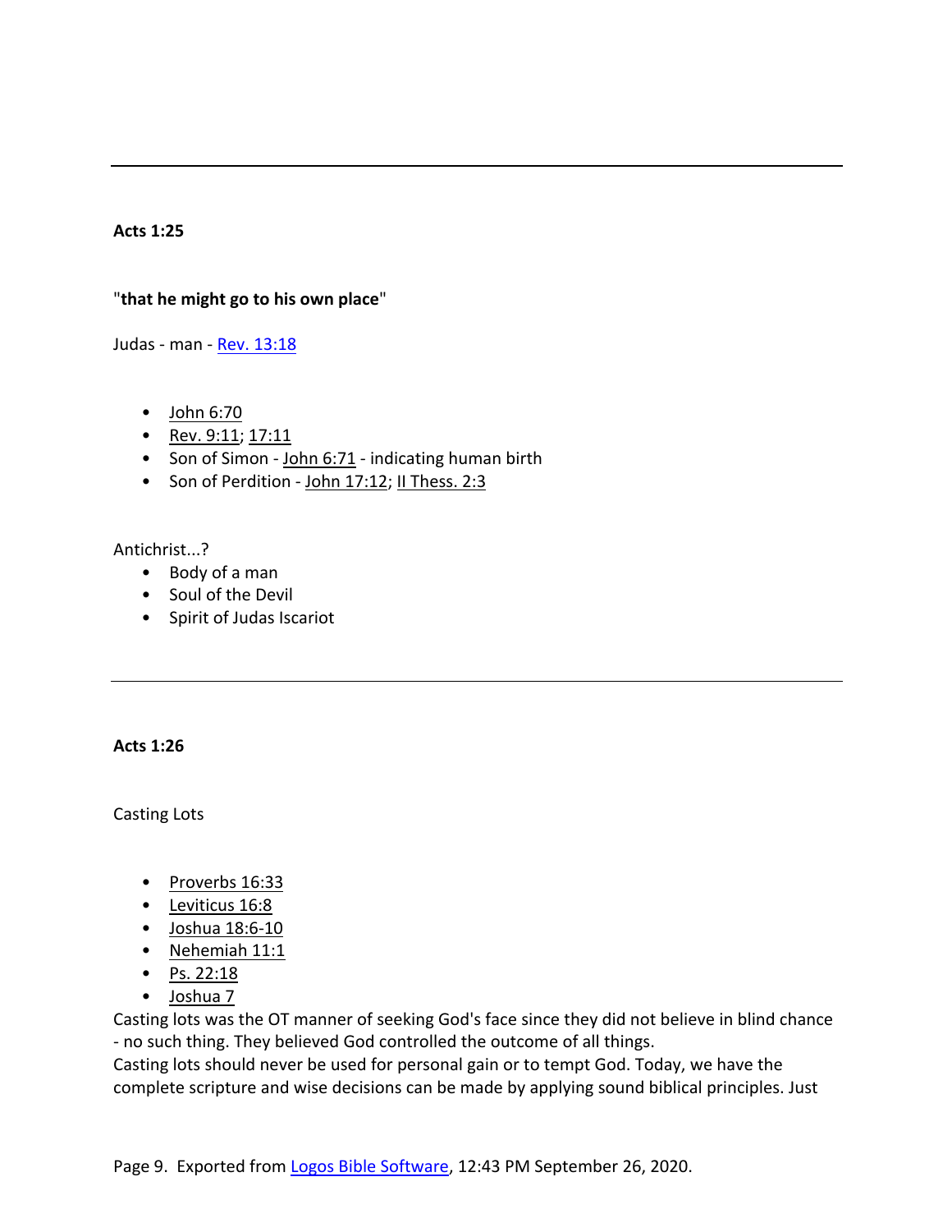---

**Acts 1:25**

"**that he might go to his own place**"

Judas - man - Rev. 13:18

- John 6:70
- Rev. 9:11; 17:11
- Son of Simon - John 6:71 - indicating human birth
- Son of Perdition - John 17:12; II Thess. 2:3

Antichrist...?

- Body of a man
- Soul of the Devil
- Spirit of Judas Iscariot

---

**Acts 1:26**

Casting Lots

- Proverbs 16:33
- Leviticus 16:8
- Joshua 18:6-10
- Nehemiah 11:1
- Ps. 22:18
- Joshua 7

Casting lots was the OT manner of seeking God's face since they did not believe in blind chance - no such thing. They believed God controlled the outcome of all things.
Casting lots should never be used for personal gain or to tempt God. Today, we have the complete scripture and wise decisions can be made by applying sound biblical principles. Just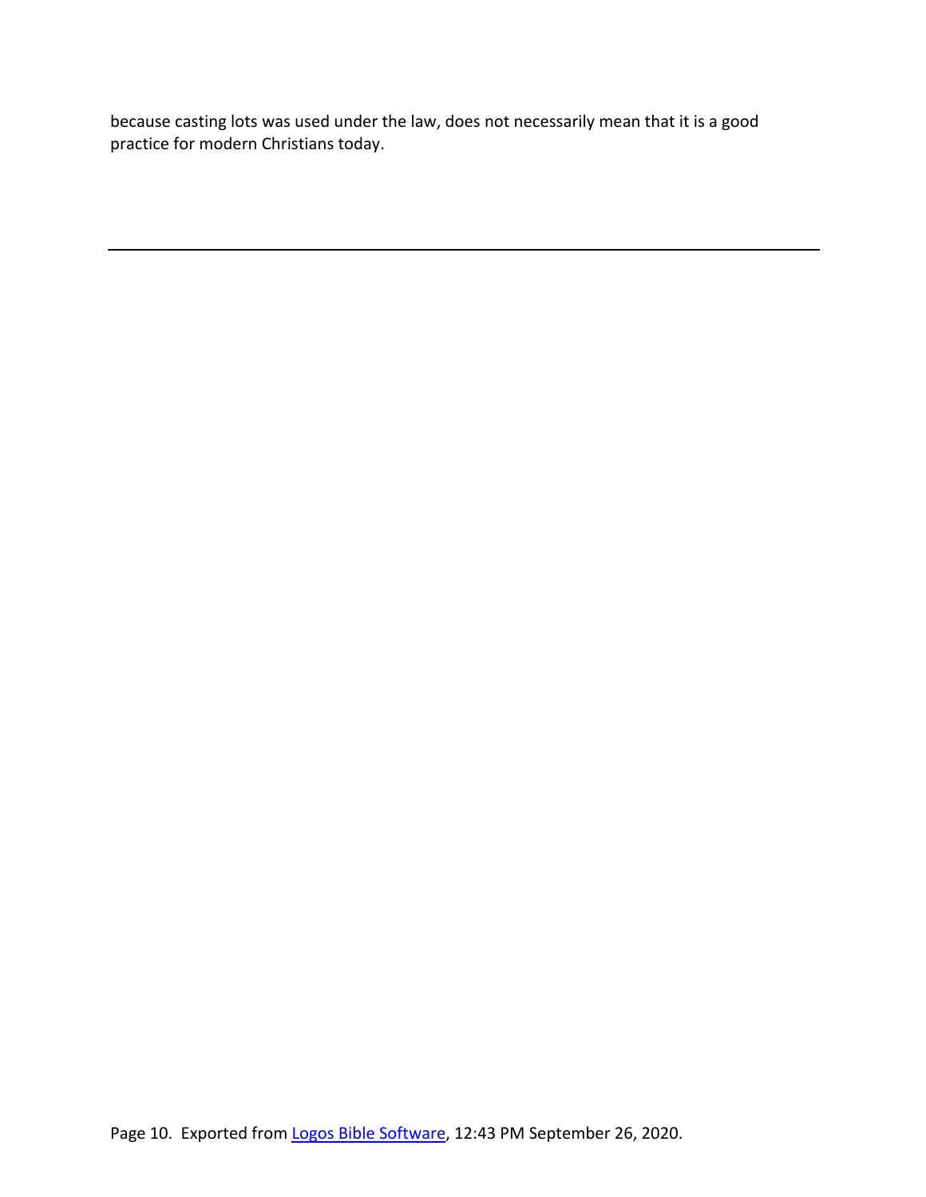because casting lots was used under the law, does not necessarily mean that it is a good practice for modern Christians today.

---